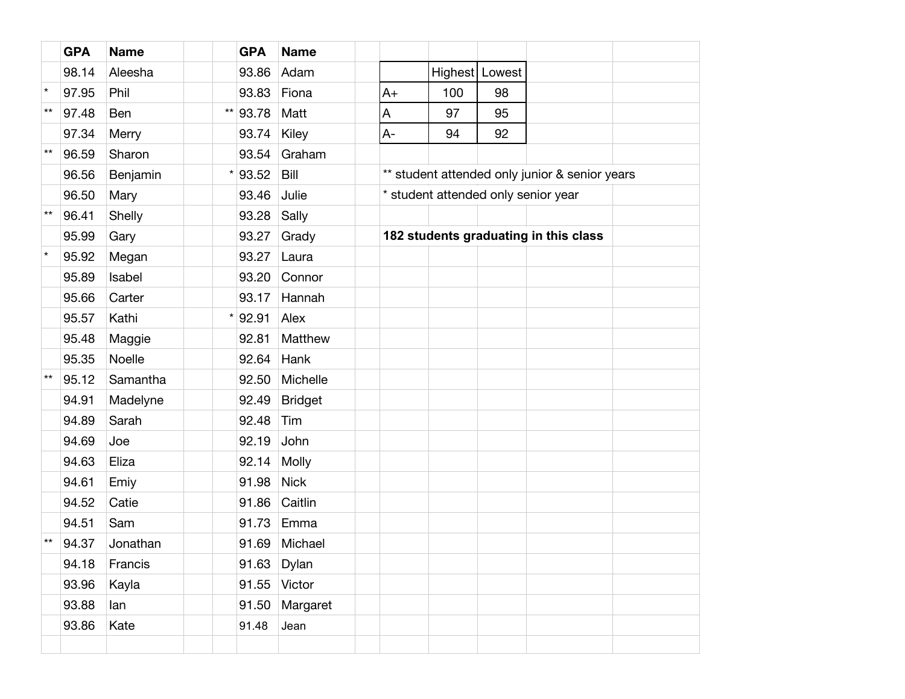| | GPA | Name |
|---|---|---|
| | 98.14 | Aleesha |
| * | 97.95 | Phil |
| ** | 97.48 | Ben |
| | 97.34 | Merry |
| ** | 96.59 | Sharon |
| | 96.56 | Benjamin |
| | 96.50 | Mary |
| ** | 96.41 | Shelly |
| | 95.99 | Gary |
| * | 95.92 | Megan |
| | 95.89 | Isabel |
| | 95.66 | Carter |
| | 95.57 | Kathi |
| | 95.48 | Maggie |
| | 95.35 | Noelle |
| ** | 95.12 | Samantha |
| | 94.91 | Madelyne |
| | 94.89 | Sarah |
| | 94.69 | Joe |
| | 94.63 | Eliza |
| | 94.61 | Emiy |
| | 94.52 | Catie |
| | 94.51 | Sam |
| ** | 94.37 | Jonathan |
| | 94.18 | Francis |
| | 93.96 | Kayla |
| | 93.88 | Ian |
| | 93.86 | Kate |

| | GPA | Name |
|---|---|---|
| | 93.86 | Adam |
| | 93.83 | Fiona |
| ** | 93.78 | Matt |
| | 93.74 | Kiley |
| | 93.54 | Graham |
| * | 93.52 | Bill |
| | 93.46 | Julie |
| | 93.28 | Sally |
| | 93.27 | Grady |
| | 93.27 | Laura |
| | 93.20 | Connor |
| | 93.17 | Hannah |
| * | 92.91 | Alex |
| | 92.81 | Matthew |
| | 92.64 | Hank |
| | 92.50 | Michelle |
| | 92.49 | Bridget |
| | 92.48 | Tim |
| | 92.19 | John |
| | 92.14 | Molly |
| | 91.98 | Nick |
| | 91.86 | Caitlin |
| | 91.73 | Emma |
| | 91.69 | Michael |
| | 91.63 | Dylan |
| | 91.55 | Victor |
| | 91.50 | Margaret |
| | 91.48 | Jean |

| | Highest | Lowest |
|---|---|---|
| A+ | 100 | 98 |
| A | 97 | 95 |
| A- | 94 | 92 |

** student attended only junior & senior years

* student attended only senior year

**182 students graduating in this class**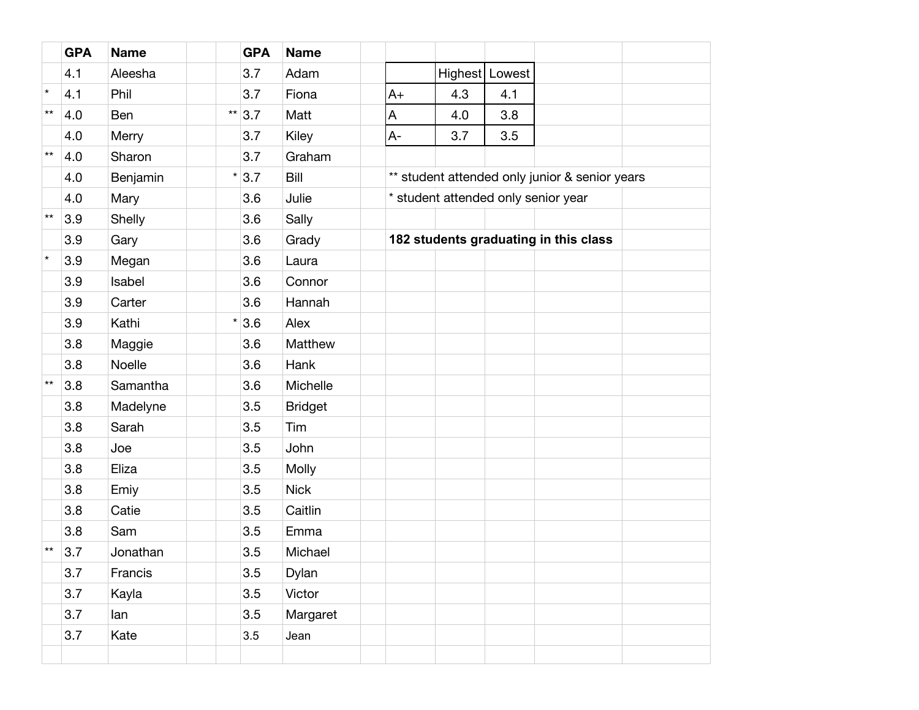| | GPA | Name | | GPA | Name |
|---|---|---|---|---|---|
| | 4.1 | Aleesha | | 3.7 | Adam |
| * | 4.1 | Phil | | 3.7 | Fiona |
| ** | 4.0 | Ben | ** | 3.7 | Matt |
| | 4.0 | Merry | | 3.7 | Kiley |
| ** | 4.0 | Sharon | | 3.7 | Graham |
| | 4.0 | Benjamin | * | 3.7 | Bill |
| | 4.0 | Mary | | 3.6 | Julie |
| ** | 3.9 | Shelly | | 3.6 | Sally |
| | 3.9 | Gary | | 3.6 | Grady |
| * | 3.9 | Megan | | 3.6 | Laura |
| | 3.9 | Isabel | | 3.6 | Connor |
| | 3.9 | Carter | | 3.6 | Hannah |
| | 3.9 | Kathi | * | 3.6 | Alex |
| | 3.8 | Maggie | | 3.6 | Matthew |
| | 3.8 | Noelle | | 3.6 | Hank |
| ** | 3.8 | Samantha | | 3.6 | Michelle |
| | 3.8 | Madelyne | | 3.5 | Bridget |
| | 3.8 | Sarah | | 3.5 | Tim |
| | 3.8 | Joe | | 3.5 | John |
| | 3.8 | Eliza | | 3.5 | Molly |
| | 3.8 | Emiy | | 3.5 | Nick |
| | 3.8 | Catie | | 3.5 | Caitlin |
| | 3.8 | Sam | | 3.5 | Emma |
| ** | 3.7 | Jonathan | | 3.5 | Michael |
| | 3.7 | Francis | | 3.5 | Dylan |
| | 3.7 | Kayla | | 3.5 | Victor |
| | 3.7 | Ian | | 3.5 | Margaret |
| | 3.7 | Kate | | 3.5 | Jean |

| | Highest | Lowest |
|---|---|---|
| A+ | 4.3 | 4.1 |
| A | 4.0 | 3.8 |
| A- | 3.7 | 3.5 |

** student attended only junior & senior years

* student attended only senior year

**182 students graduating in this class**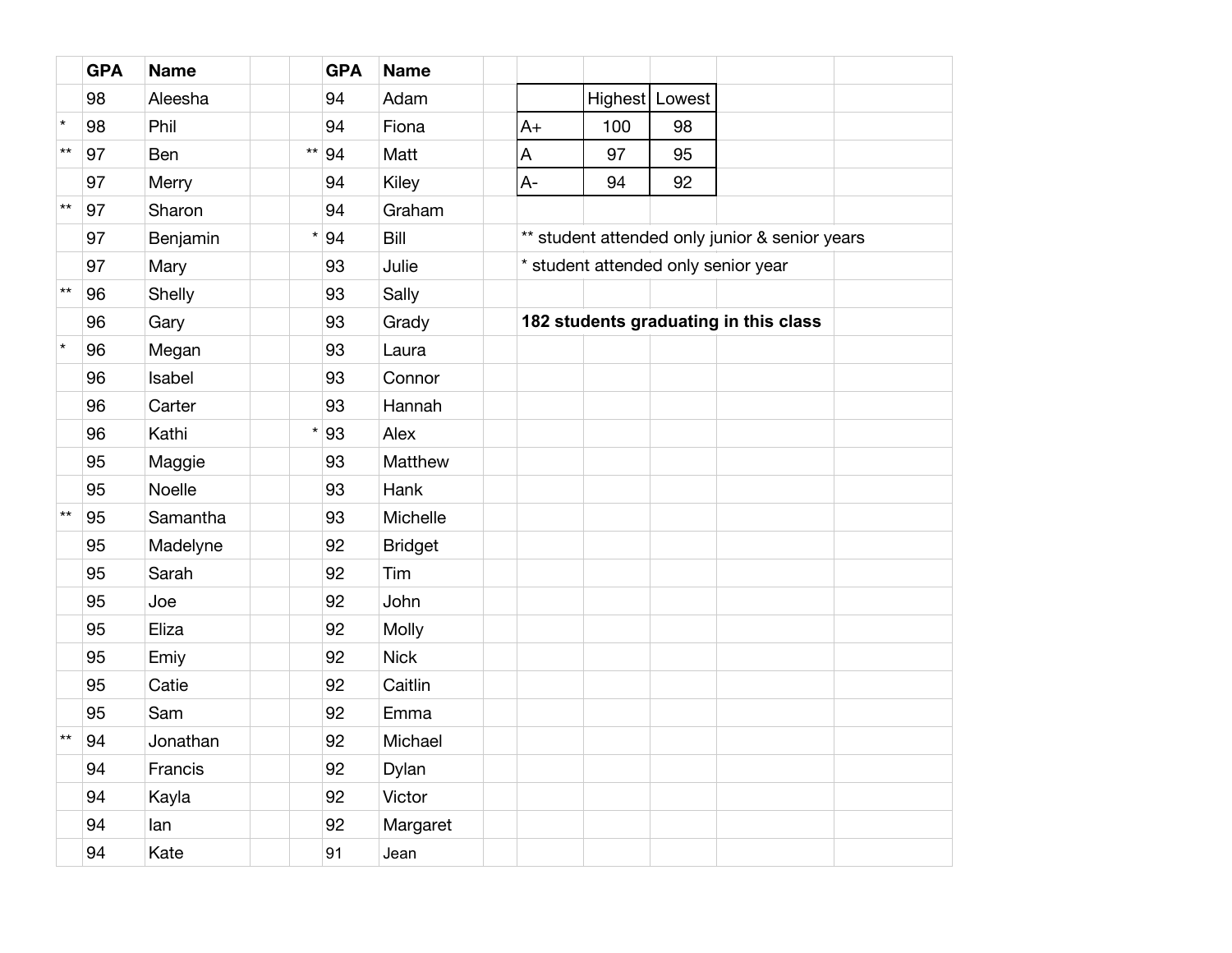| | GPA | Name | | | GPA | Name |
|---|---|---|---|---|---|---|
| | 98 | Aleesha | | | 94 | Adam |
| * | 98 | Phil | | | 94 | Fiona |
| ** | 97 | Ben | | ** | 94 | Matt |
| | 97 | Merry | | | 94 | Kiley |
| ** | 97 | Sharon | | | 94 | Graham |
| | 97 | Benjamin | | * | 94 | Bill |
| | 97 | Mary | | | 93 | Julie |
| ** | 96 | Shelly | | | 93 | Sally |
| | 96 | Gary | | | 93 | Grady |
| * | 96 | Megan | | | 93 | Laura |
| | 96 | Isabel | | | 93 | Connor |
| | 96 | Carter | | | 93 | Hannah |
| | 96 | Kathi | | * | 93 | Alex |
| | 95 | Maggie | | | 93 | Matthew |
| | 95 | Noelle | | | 93 | Hank |
| ** | 95 | Samantha | | | 93 | Michelle |
| | 95 | Madelyne | | | 92 | Bridget |
| | 95 | Sarah | | | 92 | Tim |
| | 95 | Joe | | | 92 | John |
| | 95 | Eliza | | | 92 | Molly |
| | 95 | Emiy | | | 92 | Nick |
| | 95 | Catie | | | 92 | Caitlin |
| | 95 | Sam | | | 92 | Emma |
| ** | 94 | Jonathan | | | 92 | Michael |
| | 94 | Francis | | | 92 | Dylan |
| | 94 | Kayla | | | 92 | Victor |
| | 94 | Ian | | | 92 | Margaret |
| | 94 | Kate | | | 91 | Jean |

| | Highest | Lowest |
|---|---|---|
| A+ | 100 | 98 |
| A | 97 | 95 |
| A- | 94 | 92 |

** student attended only junior & senior years

* student attended only senior year

**182 students graduating in this class**